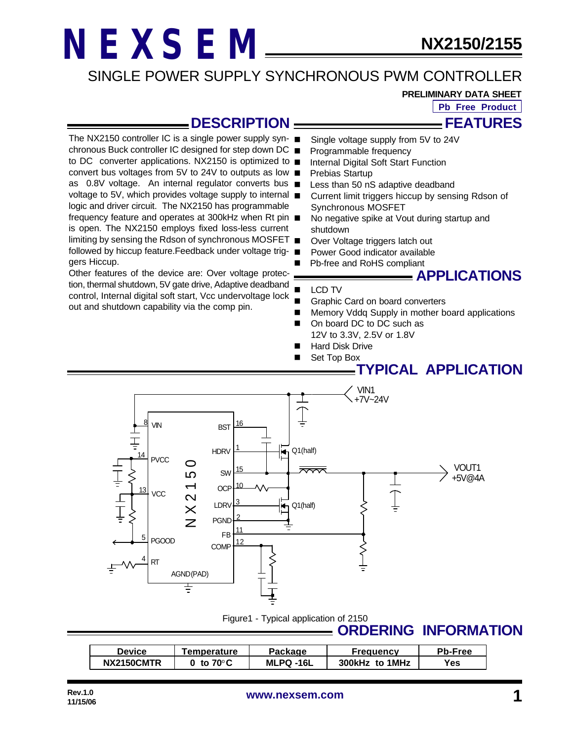# NEXSEM

# NX2150/2155

## SINGLE POWER SUPPLY SYNCHRONOUS PWM CONTROLLER

**PRELIMINARY DATA SHEET**

**Pb Free Product**

## DESCRIPTION

The NX2150 controller IC is a single power supply synchronous Buck controller IC designed for step down DC to DC converter applications. NX2150 is optimized to convert bus voltages from 5V to 24V to outputs as low as 0.8V voltage. An internal regulator converts bus voltage to 5V, which provides voltage supply to internal logic and driver circuit. The NX2150 has programmable frequency feature and operates at 300kHz when Rt pin is open. The NX2150 employs fixed loss-less current limiting by sensing the Rdson of synchronous MOSFET followed by hiccup feature.Feedback under voltage triggers Hiccup.

Other features of the device are: Over voltage protection, thermal shutdown, 5V gate drive, Adaptive deadband control, Internal digital soft start, Vcc undervoltage lock out and shutdown capability via the comp pin.

## FEATURES

- Single voltage supply from 5V to 24V
- Programmable frequency
- Internal Digital Soft Start Function
- Prebias Startup
- Less than 50 nS adaptive deadband
- Current limit triggers hiccup by sensing Rdson of Synchronous MOSFET
- No negative spike at Vout during startup and shutdown
- Over Voltage triggers latch out
- Power Good indicator available
- Pb-free and RoHS compliant

## APPLICATIONS

- LCD TV
- Graphic Card on board converters
- Memory Vddq Supply in mother board applications
- On board DC to DC such as 12V to 3.3V, 2.5V or 1.8V
- Hard Disk Drive
- Set Top Box

## TYPICAL APPLICATION

Figure1 - Typical application of 2150

## ORDERING INFORMATION

| Device | Temperature | Package | Frequency | Pb-Free |
|---|---|---|---|---|
| NX2150CMTR | 0 to 70°C | MLPQ -16L | 300kHz to 1MHz | Yes |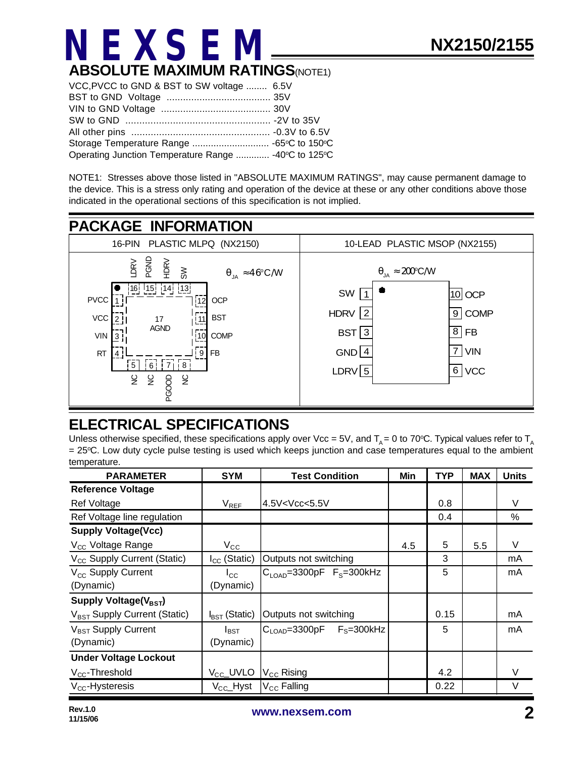## ABSOLUTE MAXIMUM RATINGS(NOTE1)

VCC,PVCC to GND & BST to SW voltage ........ 6.5V
BST to GND Voltage ...................................... 35V
VIN to GND Voltage ........................................ 30V
SW to GND .................................................... -2V to 35V
All other pins .................................................. -0.3V to 6.5V
Storage Temperature Range ............................ -65°C to 150°C
Operating Junction Temperature Range ............ -40°C to 125°C

NOTE1: Stresses above those listed in "ABSOLUTE MAXIMUM RATINGS", may cause permanent damage to the device. This is a stress only rating and operation of the device at these or any other conditions above those indicated in the operational sections of this specification is not implied.

## PACKAGE INFORMATION

| 16-PIN PLASTIC MLPQ (NX2150) | 10-LEAD PLASTIC MSOP (NX2155) |
|---|---|
| $\theta_{JA} \approx 46^{\circ}C/W$ | $\theta_{JA} \approx 200^{\circ}C/W$ |
| 1 PVCC, 2 VCC, 3 VIN, 4 RT, 5 NC, 6 NC, 7 PGOOD, 8 NC, 9 FB, 10 COMP, 11 BST, 12 OCP, 13 SW, 14 HDRV, 15 PGND, 16 LDRV, 17 AGND | 1 SW, 2 HDRV, 3 BST, 4 GND, 5 LDRV, 6 VCC, 7 VIN, 8 FB, 9 COMP, 10 OCP |

## ELECTRICAL SPECIFICATIONS

Unless otherwise specified, these specifications apply over Vcc = 5V, and $T_A$ = 0 to 70°C. Typical values refer to $T_A$ = 25°C. Low duty cycle pulse testing is used which keeps junction and case temperatures equal to the ambient temperature.

| PARAMETER | SYM | Test Condition | Min | TYP | MAX | Units |
|---|---|---|---|---|---|---|
| **Reference Voltage** | | | | | | |
| Ref Voltage | $V_{REF}$ | 4.5V<Vcc<5.5V | | 0.8 | | V |
| Ref Voltage line regulation | | | | 0.4 | | % |
| **Supply Voltage(Vcc)** | | | | | | |
| $V_{CC}$ Voltage Range | $V_{CC}$ | | 4.5 | 5 | 5.5 | V |
| $V_{CC}$ Supply Current (Static) | $I_{CC}$ (Static) | Outputs not switching | | 3 | | mA |
| $V_{CC}$ Supply Current (Dynamic) | $I_{CC}$ (Dynamic) | $C_{LOAD}$=3300pF $F_S$=300kHz | | 5 | | mA |
| **Supply Voltage($V_{BST}$)** | | | | | | |
| $V_{BST}$ Supply Current (Static) | $I_{BST}$ (Static) | Outputs not switching | | 0.15 | | mA |
| $V_{BST}$ Supply Current (Dynamic) | $I_{BST}$ (Dynamic) | $C_{LOAD}$=3300pF $F_S$=300kHz | | 5 | | mA |
| **Under Voltage Lockout** | | | | | | |
| $V_{CC}$-Threshold | $V_{CC}$_UVLO | $V_{CC}$ Rising | | 4.2 | | V |
| $V_{CC}$-Hysteresis | $V_{CC}$_Hyst | $V_{CC}$ Falling | | 0.22 | | V |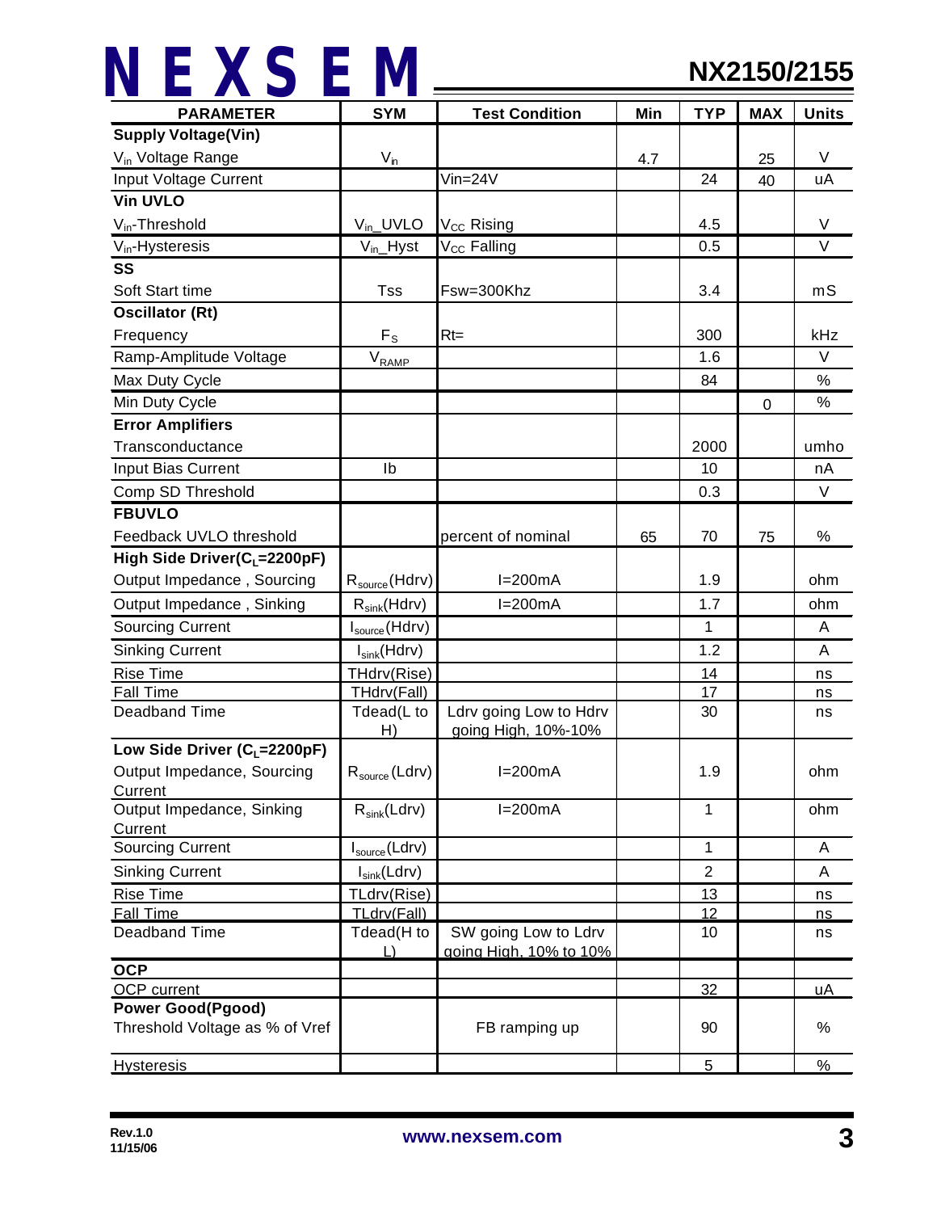| PARAMETER | SYM | Test Condition | Min | TYP | MAX | Units |
|---|---|---|---|---|---|---|
| **Supply Voltage(Vin)** | | | | | | |
| $V_{in}$ Voltage Range | $V_{in}$ | | 4.7 | | 25 | V |
| Input Voltage Current | | Vin=24V | | 24 | 40 | uA |
| **Vin UVLO** | | | | | | |
| $V_{in}$-Threshold | $V_{in}$_UVLO | $V_{CC}$ Rising | | 4.5 | | V |
| $V_{in}$-Hysteresis | $V_{in}$_Hyst | $V_{CC}$ Falling | | 0.5 | | V |
| **SS** | | | | | | |
| Soft Start time | Tss | Fsw=300Khz | | 3.4 | | mS |
| **Oscillator (Rt)** | | | | | | |
| Frequency | $F_S$ | Rt= | | 300 | | kHz |
| Ramp-Amplitude Voltage | $V_{RAMP}$ | | | 1.6 | | V |
| Max Duty Cycle | | | | 84 | | % |
| Min Duty Cycle | | | | | 0 | % |
| **Error Amplifiers** | | | | | | |
| Transconductance | | | | 2000 | | umho |
| Input Bias Current | Ib | | | 10 | | nA |
| Comp SD Threshold | | | | 0.3 | | V |
| **FBUVLO** | | | | | | |
| Feedback UVLO threshold | | percent of nominal | 65 | 70 | 75 | % |
| **High Side Driver($C_L$=2200pF)** | | | | | | |
| Output Impedance , Sourcing | $R_{source}$(Hdrv) | I=200mA | | 1.9 | | ohm |
| Output Impedance , Sinking | $R_{sink}$(Hdrv) | I=200mA | | 1.7 | | ohm |
| Sourcing Current | $I_{source}$(Hdrv) | | | 1 | | A |
| Sinking Current | $I_{sink}$(Hdrv) | | | 1.2 | | A |
| Rise Time | THdrv(Rise) | | | 14 | | ns |
| Fall Time | THdrv(Fall) | | | 17 | | ns |
| Deadband Time | Tdead(L to H) | Ldrv going Low to Hdrv going High, 10%-10% | | 30 | | ns |
| **Low Side Driver ($C_L$=2200pF)** | | | | | | |
| Output Impedance, Sourcing Current | $R_{source}$ (Ldrv) | I=200mA | | 1.9 | | ohm |
| Output Impedance, Sinking Current | $R_{sink}$(Ldrv) | I=200mA | | 1 | | ohm |
| Sourcing Current | $I_{source}$(Ldrv) | | | 1 | | A |
| Sinking Current | $I_{sink}$(Ldrv) | | | 2 | | A |
| Rise Time | TLdrv(Rise) | | | 13 | | ns |
| Fall Time | TLdrv(Fall) | | | 12 | | ns |
| Deadband Time | Tdead(H to L) | SW going Low to Ldrv going High, 10% to 10% | | 10 | | ns |
| **OCP** | | | | | | |
| OCP current | | | | 32 | | uA |
| **Power Good(Pgood)** | | | | | | |
| Threshold Voltage as % of Vref | | FB ramping up | | 90 | | % |
| Hysteresis | | | | 5 | | % |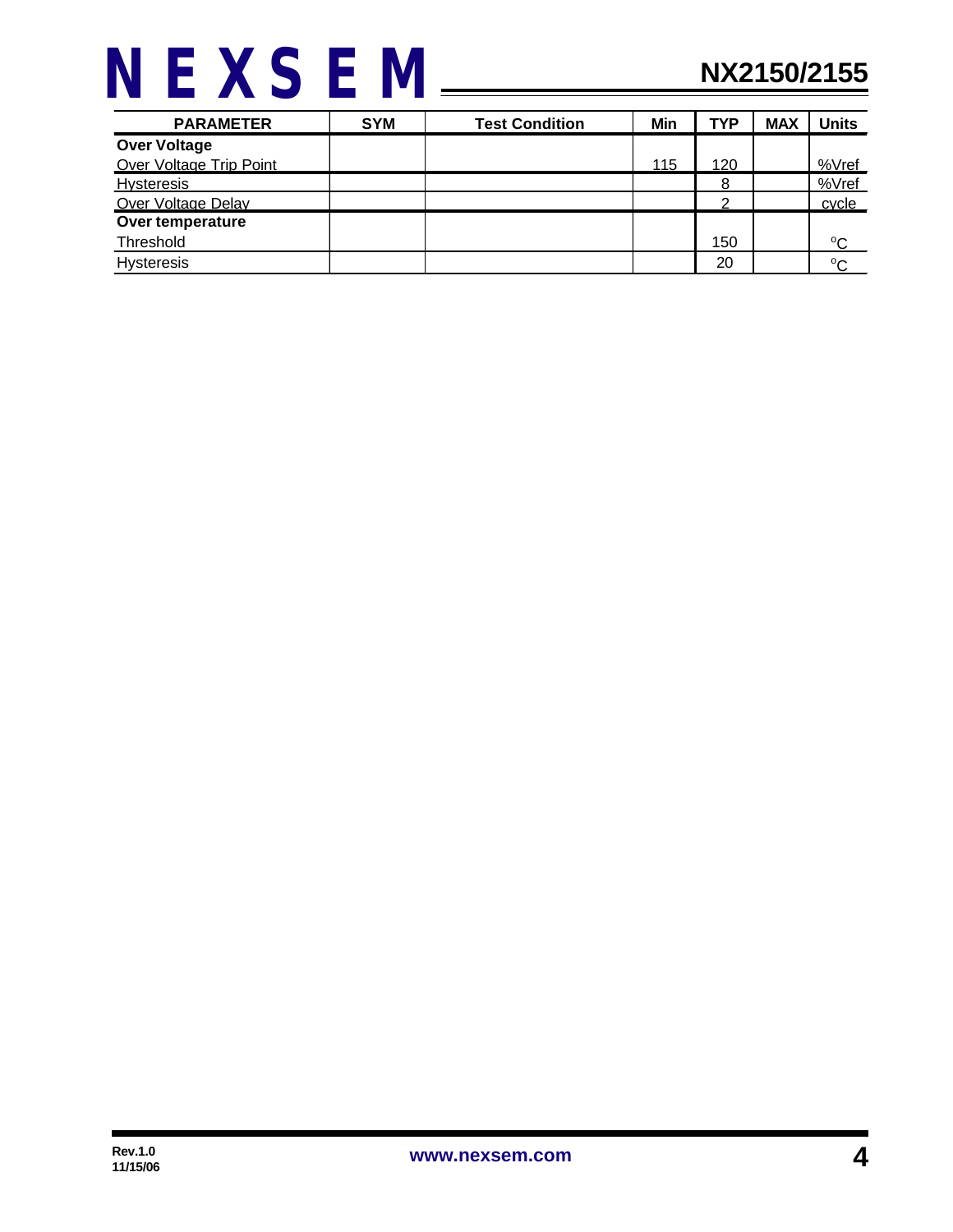| PARAMETER | SYM | Test Condition | Min | TYP | MAX | Units |
|---|---|---|---|---|---|---|
| **Over Voltage** | | | | | | |
| Over Voltage Trip Point | | | 115 | 120 | | %Vref |
| Hysteresis | | | | 8 | | %Vref |
| Over Voltage Delay | | | | 2 | | cycle |
| **Over temperature** | | | | | | |
| Threshold | | | | 150 | | $^{o}C$ |
| Hysteresis | | | | 20 | | $^{o}C$ |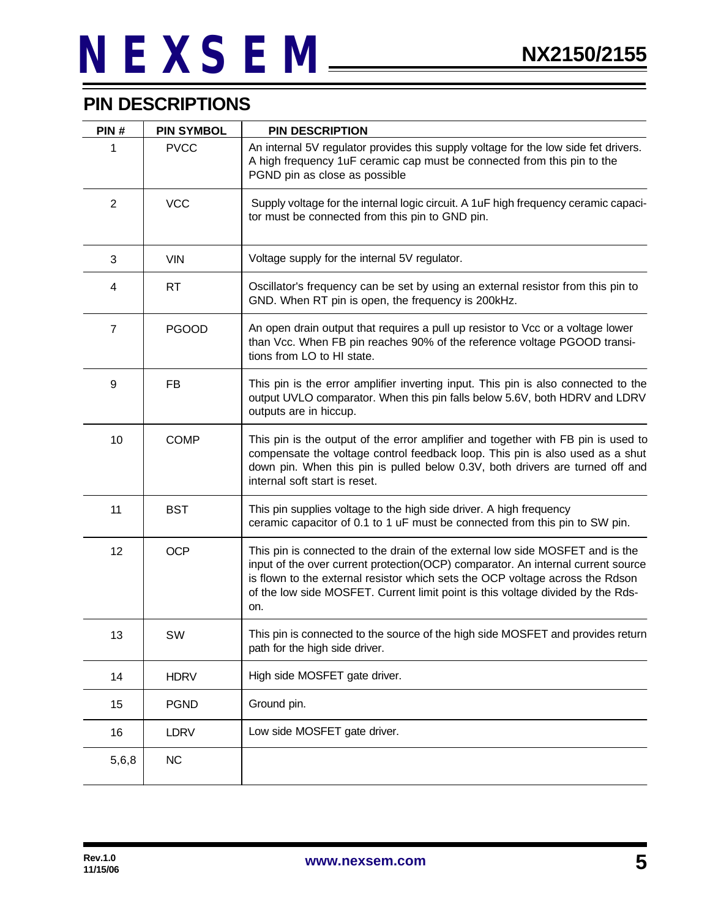## PIN DESCRIPTIONS

| PIN # | PIN SYMBOL | PIN DESCRIPTION |
|---|---|---|
| 1 | PVCC | An internal 5V regulator provides this supply voltage for the low side fet drivers. A high frequency 1uF ceramic cap must be connected from this pin to the PGND pin as close as possible |
| 2 | VCC | Supply voltage for the internal logic circuit. A 1uF high frequency ceramic capacitor must be connected from this pin to GND pin. |
| 3 | VIN | Voltage supply for the internal 5V regulator. |
| 4 | RT | Oscillator's frequency can be set by using an external resistor from this pin to GND. When RT pin is open, the frequency is 200kHz. |
| 7 | PGOOD | An open drain output that requires a pull up resistor to Vcc or a voltage lower than Vcc. When FB pin reaches 90% of the reference voltage PGOOD transitions from LO to HI state. |
| 9 | FB | This pin is the error amplifier inverting input. This pin is also connected to the output UVLO comparator. When this pin falls below 5.6V, both HDRV and LDRV outputs are in hiccup. |
| 10 | COMP | This pin is the output of the error amplifier and together with FB pin is used to compensate the voltage control feedback loop. This pin is also used as a shut down pin. When this pin is pulled below 0.3V, both drivers are turned off and internal soft start is reset. |
| 11 | BST | This pin supplies voltage to the high side driver. A high frequency ceramic capacitor of 0.1 to 1 uF must be connected from this pin to SW pin. |
| 12 | OCP | This pin is connected to the drain of the external low side MOSFET and is the input of the over current protection(OCP) comparator. An internal current source is flown to the external resistor which sets the OCP voltage across the Rdson of the low side MOSFET. Current limit point is this voltage divided by the Rds-on. |
| 13 | SW | This pin is connected to the source of the high side MOSFET and provides return path for the high side driver. |
| 14 | HDRV | High side MOSFET gate driver. |
| 15 | PGND | Ground pin. |
| 16 | LDRV | Low side MOSFET gate driver. |
| 5,6,8 | NC | |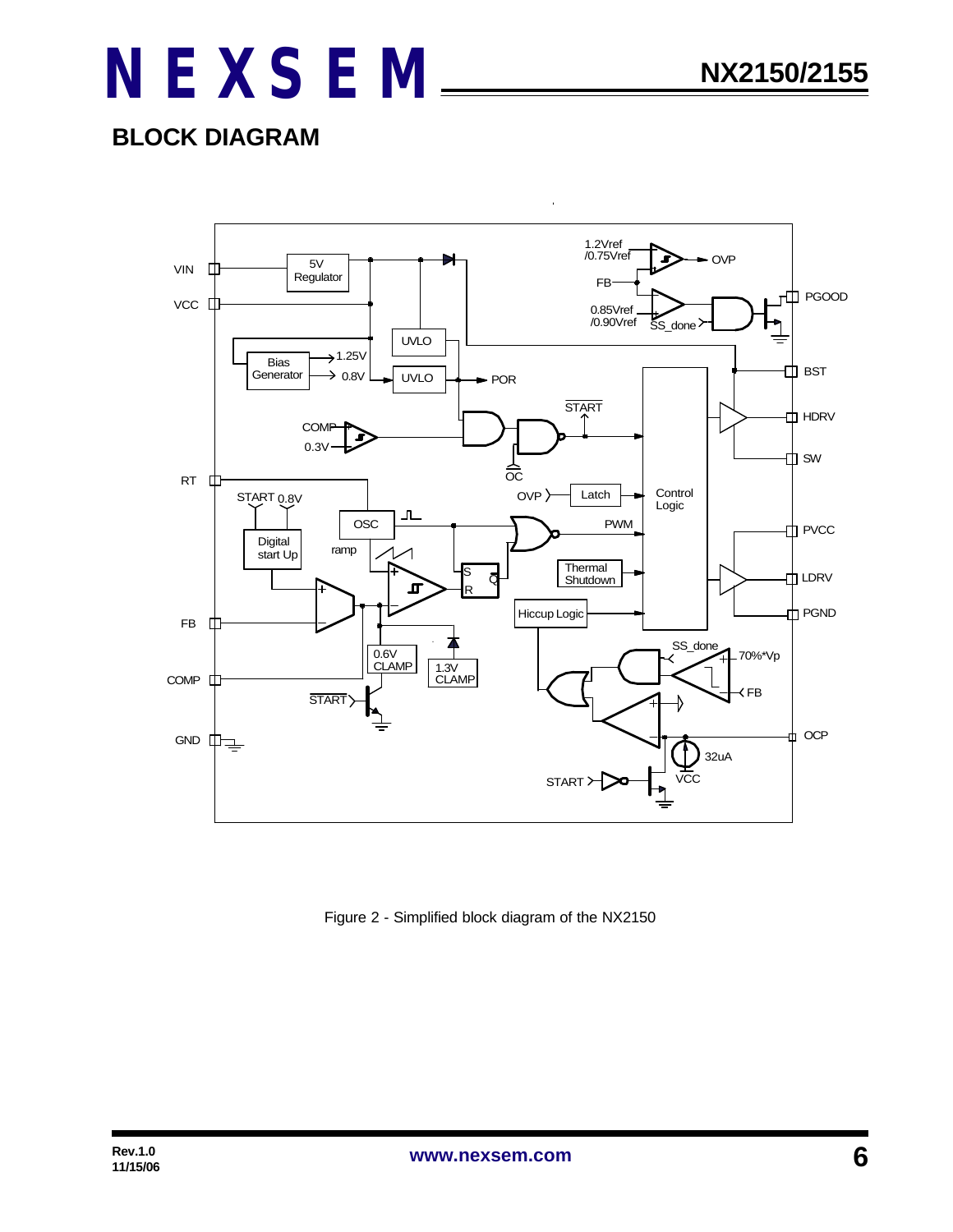## BLOCK DIAGRAM

VIN
VCC
5V Regulator
UVLO
UVLO
POR
Bias Generator
1.25V
0.8V
1.2Vref /0.75Vref
OVP
FB
0.85Vref /0.90Vref
SS_done
PGOOD
BST
HDRV
SW
COMP
0.3V
START
OC
RT
START
0.8V
OSC
Digital start Up
ramp
OVP
Latch
Control Logic
PWM
S
R
Q
Thermal Shutdown
PVCC
LDRV
PGND
Hiccup Logic
FB
COMP
0.6V CLAMP
1.3V CLAMP
START
SS_done
70%*Vp
FB
GND
OCP
32uA
VCC
START

Figure 2 - Simplified block diagram of the NX2150